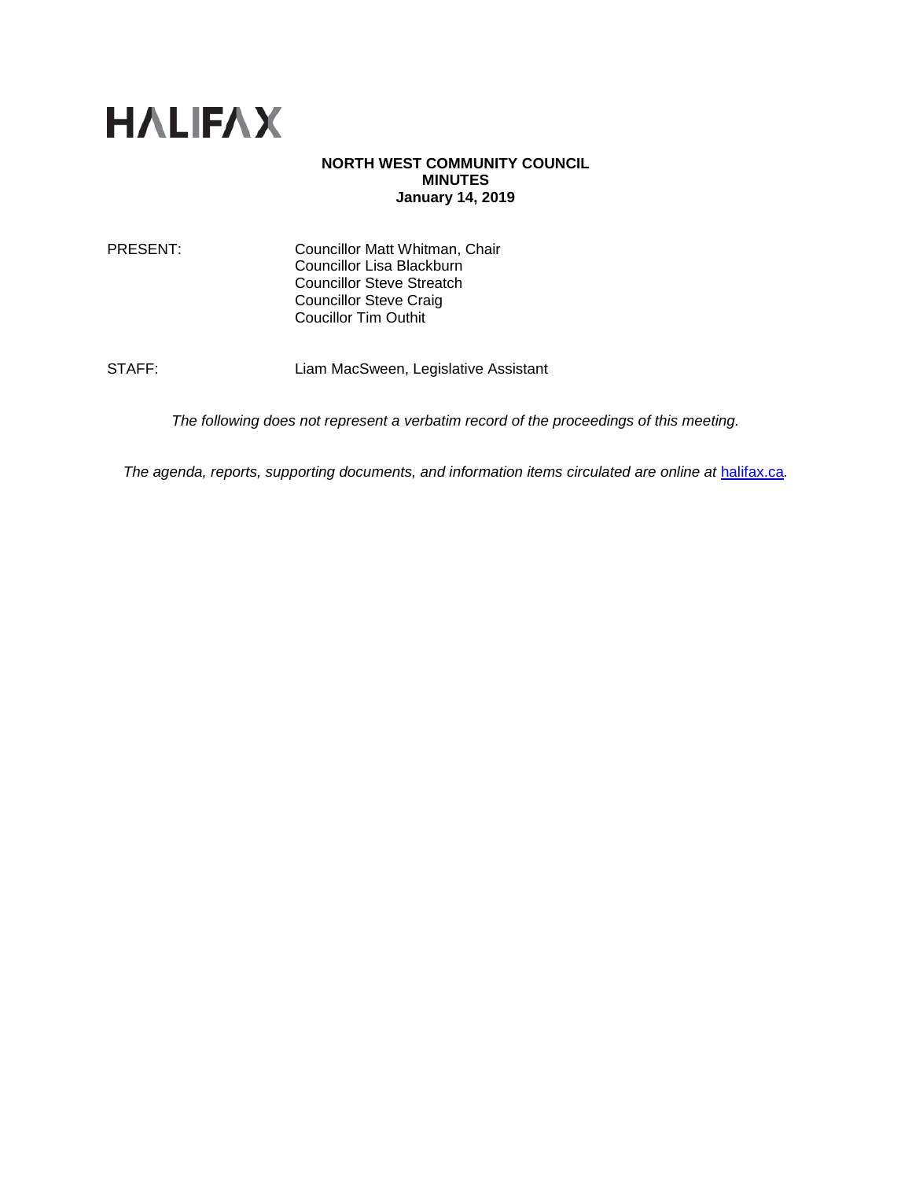HALIFAX

**NORTH WEST COMMUNITY COUNCIL**
**MINUTES**
**January 14, 2019**

PRESENT: Councillor Matt Whitman, Chair
Councillor Lisa Blackburn
Councillor Steve Streatch
Councillor Steve Craig
Coucillor Tim Outhit

STAFF: Liam MacSween, Legislative Assistant

*The following does not represent a verbatim record of the proceedings of this meeting.*

*The agenda, reports, supporting documents, and information items circulated are online at* [halifax.ca](halifax.ca)*.*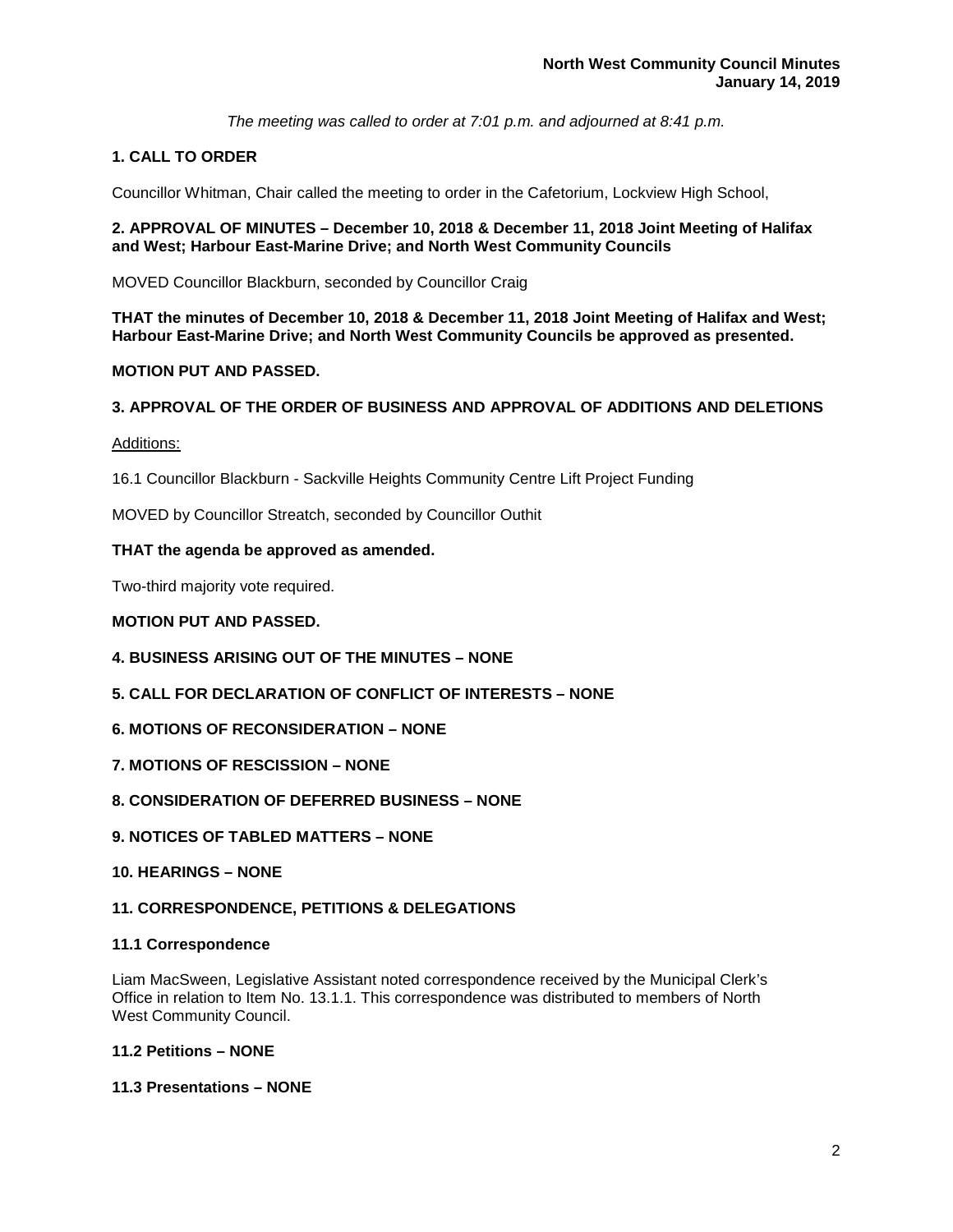*The meeting was called to order at 7:01 p.m. and adjourned at 8:41 p.m.*

## 1. CALL TO ORDER

Councillor Whitman, Chair called the meeting to order in the Cafetorium, Lockview High School,

## 2. APPROVAL OF MINUTES – December 10, 2018 & December 11, 2018 Joint Meeting of Halifax and West; Harbour East-Marine Drive; and North West Community Councils

MOVED Councillor Blackburn, seconded by Councillor Craig

**THAT the minutes of December 10, 2018 & December 11, 2018 Joint Meeting of Halifax and West; Harbour East-Marine Drive; and North West Community Councils be approved as presented.**

**MOTION PUT AND PASSED.**

## 3. APPROVAL OF THE ORDER OF BUSINESS AND APPROVAL OF ADDITIONS AND DELETIONS

Additions:

16.1 Councillor Blackburn - Sackville Heights Community Centre Lift Project Funding

MOVED by Councillor Streatch, seconded by Councillor Outhit

**THAT the agenda be approved as amended.**

Two-third majority vote required.

**MOTION PUT AND PASSED.**

## 4. BUSINESS ARISING OUT OF THE MINUTES – NONE

## 5. CALL FOR DECLARATION OF CONFLICT OF INTERESTS – NONE

## 6. MOTIONS OF RECONSIDERATION – NONE

## 7. MOTIONS OF RESCISSION – NONE

## 8. CONSIDERATION OF DEFERRED BUSINESS – NONE

## 9. NOTICES OF TABLED MATTERS – NONE

## 10. HEARINGS – NONE

## 11. CORRESPONDENCE, PETITIONS & DELEGATIONS

### 11.1 Correspondence

Liam MacSween, Legislative Assistant noted correspondence received by the Municipal Clerk's Office in relation to Item No. 13.1.1. This correspondence was distributed to members of North West Community Council.

### 11.2 Petitions – NONE

### 11.3 Presentations – NONE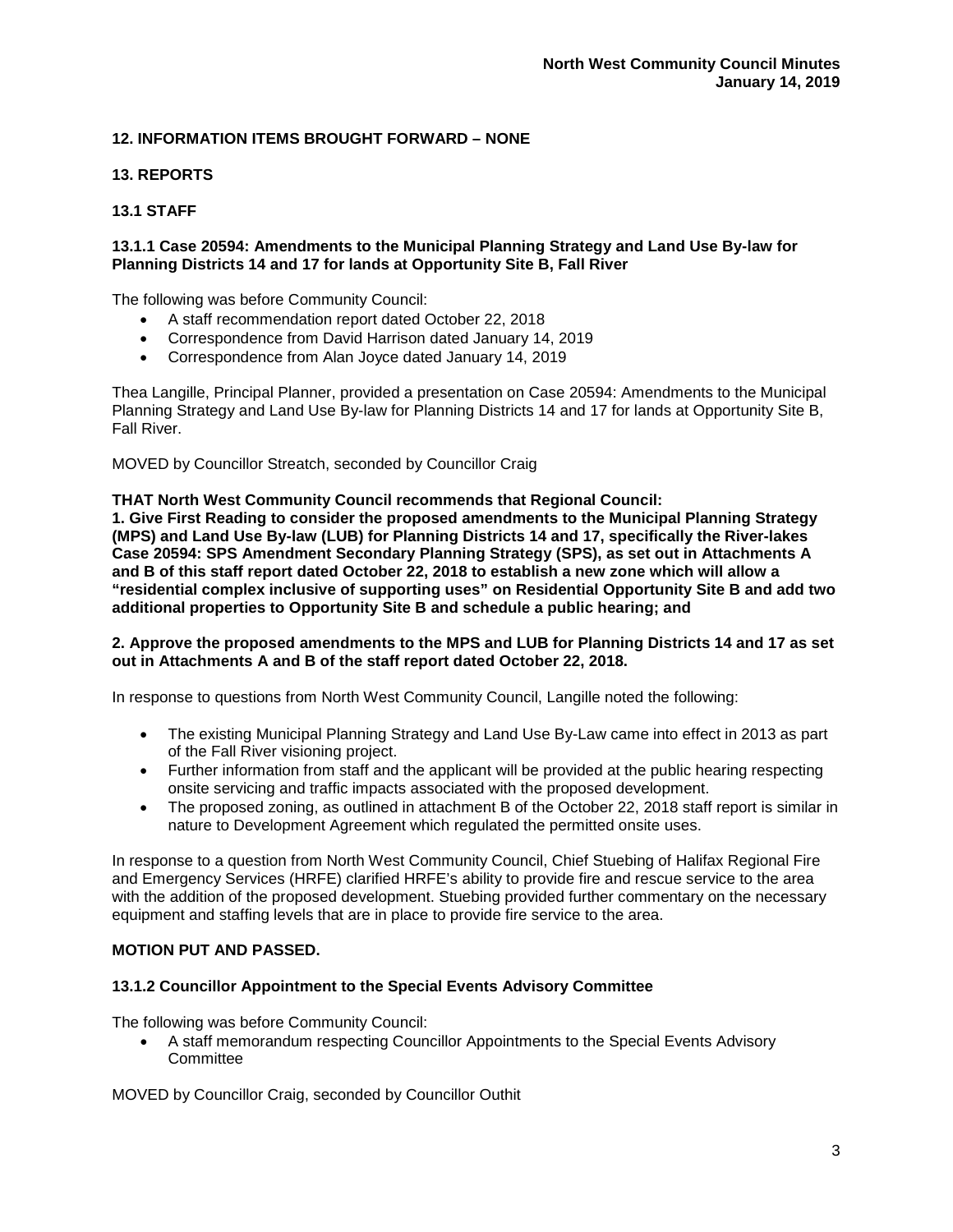## 12. INFORMATION ITEMS BROUGHT FORWARD – NONE

## 13. REPORTS

### 13.1 STAFF

#### 13.1.1 Case 20594: Amendments to the Municipal Planning Strategy and Land Use By-law for Planning Districts 14 and 17 for lands at Opportunity Site B, Fall River

The following was before Community Council:

- A staff recommendation report dated October 22, 2018
- Correspondence from David Harrison dated January 14, 2019
- Correspondence from Alan Joyce dated January 14, 2019

Thea Langille, Principal Planner, provided a presentation on Case 20594: Amendments to the Municipal Planning Strategy and Land Use By-law for Planning Districts 14 and 17 for lands at Opportunity Site B, Fall River.

MOVED by Councillor Streatch, seconded by Councillor Craig

**THAT North West Community Council recommends that Regional Council:**
**1. Give First Reading to consider the proposed amendments to the Municipal Planning Strategy (MPS) and Land Use By-law (LUB) for Planning Districts 14 and 17, specifically the River-lakes Case 20594: SPS Amendment Secondary Planning Strategy (SPS), as set out in Attachments A and B of this staff report dated October 22, 2018 to establish a new zone which will allow a "residential complex inclusive of supporting uses" on Residential Opportunity Site B and add two additional properties to Opportunity Site B and schedule a public hearing; and**

**2. Approve the proposed amendments to the MPS and LUB for Planning Districts 14 and 17 as set out in Attachments A and B of the staff report dated October 22, 2018.**

In response to questions from North West Community Council, Langille noted the following:

- The existing Municipal Planning Strategy and Land Use By-Law came into effect in 2013 as part of the Fall River visioning project.
- Further information from staff and the applicant will be provided at the public hearing respecting onsite servicing and traffic impacts associated with the proposed development.
- The proposed zoning, as outlined in attachment B of the October 22, 2018 staff report is similar in nature to Development Agreement which regulated the permitted onsite uses.

In response to a question from North West Community Council, Chief Stuebing of Halifax Regional Fire and Emergency Services (HRFE) clarified HRFE's ability to provide fire and rescue service to the area with the addition of the proposed development. Stuebing provided further commentary on the necessary equipment and staffing levels that are in place to provide fire service to the area.

**MOTION PUT AND PASSED.**

#### 13.1.2 Councillor Appointment to the Special Events Advisory Committee

The following was before Community Council:

- A staff memorandum respecting Councillor Appointments to the Special Events Advisory Committee

MOVED by Councillor Craig, seconded by Councillor Outhit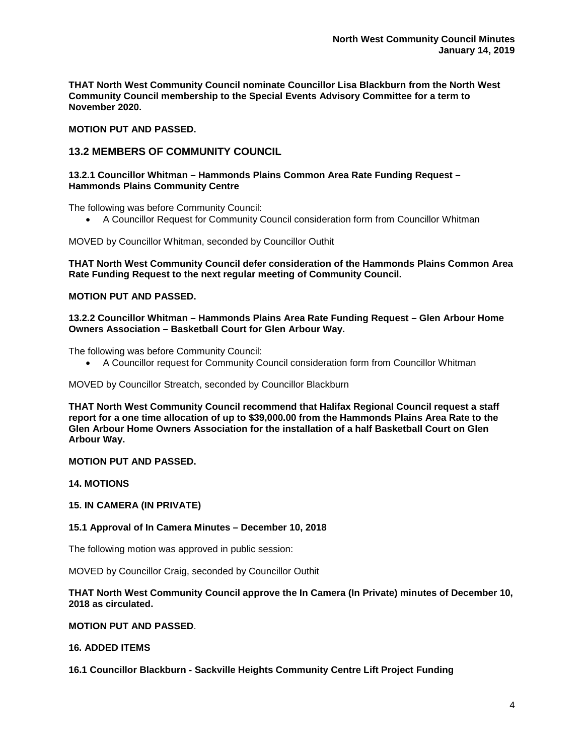**THAT North West Community Council nominate Councillor Lisa Blackburn from the North West Community Council membership to the Special Events Advisory Committee for a term to November 2020.**

**MOTION PUT AND PASSED.**

## 13.2 MEMBERS OF COMMUNITY COUNCIL

### 13.2.1 Councillor Whitman – Hammonds Plains Common Area Rate Funding Request – Hammonds Plains Community Centre

The following was before Community Council:

- A Councillor Request for Community Council consideration form from Councillor Whitman

MOVED by Councillor Whitman, seconded by Councillor Outhit

**THAT North West Community Council defer consideration of the Hammonds Plains Common Area Rate Funding Request to the next regular meeting of Community Council.**

**MOTION PUT AND PASSED.**

### 13.2.2 Councillor Whitman – Hammonds Plains Area Rate Funding Request – Glen Arbour Home Owners Association – Basketball Court for Glen Arbour Way.

The following was before Community Council:

- A Councillor request for Community Council consideration form from Councillor Whitman

MOVED by Councillor Streatch, seconded by Councillor Blackburn

**THAT North West Community Council recommend that Halifax Regional Council request a staff report for a one time allocation of up to $39,000.00 from the Hammonds Plains Area Rate to the Glen Arbour Home Owners Association for the installation of a half Basketball Court on Glen Arbour Way.**

**MOTION PUT AND PASSED.**

## 14. MOTIONS

## 15. IN CAMERA (IN PRIVATE)

### 15.1 Approval of In Camera Minutes – December 10, 2018

The following motion was approved in public session:

MOVED by Councillor Craig, seconded by Councillor Outhit

**THAT North West Community Council approve the In Camera (In Private) minutes of December 10, 2018 as circulated.**

**MOTION PUT AND PASSED**.

## 16. ADDED ITEMS

### 16.1 Councillor Blackburn - Sackville Heights Community Centre Lift Project Funding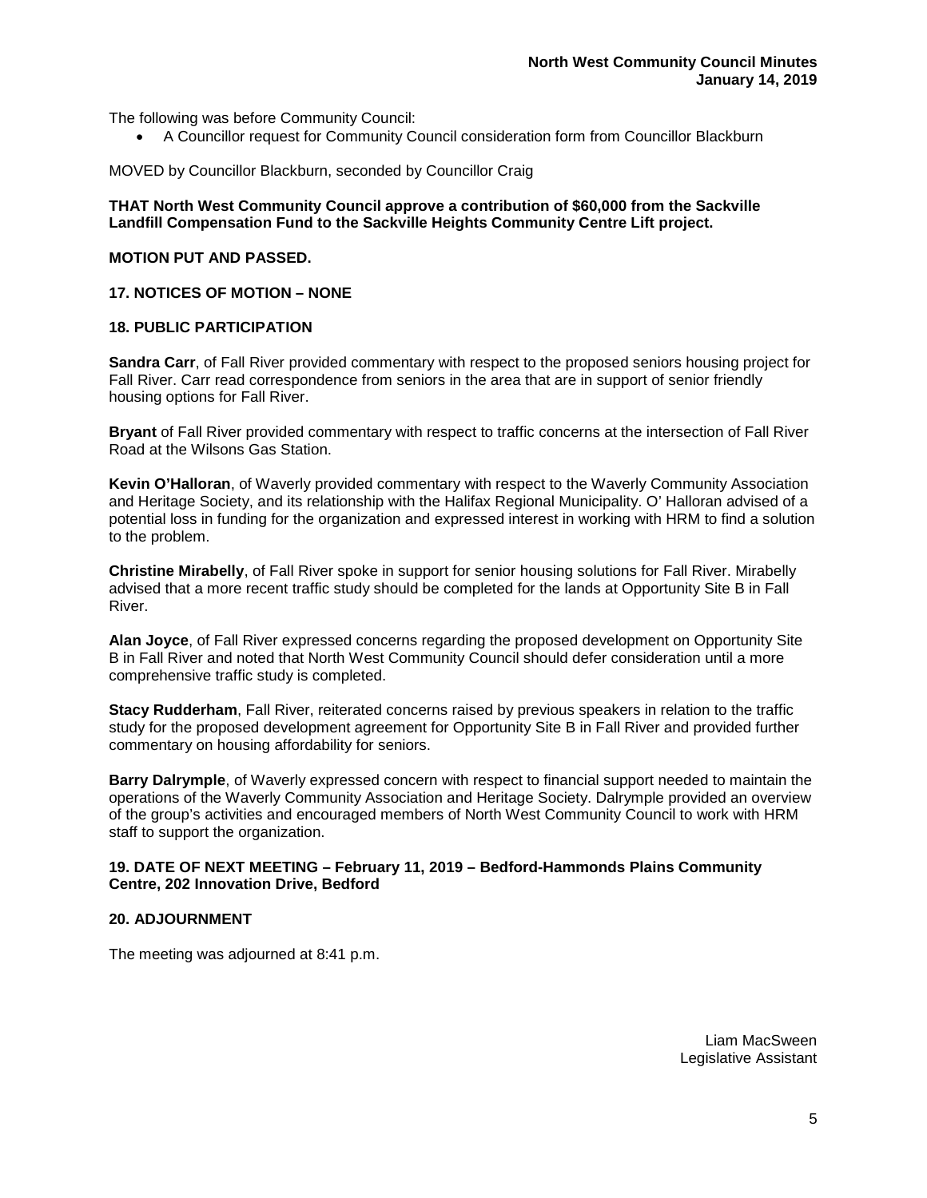The following was before Community Council:

- A Councillor request for Community Council consideration form from Councillor Blackburn

MOVED by Councillor Blackburn, seconded by Councillor Craig

**THAT North West Community Council approve a contribution of $60,000 from the Sackville Landfill Compensation Fund to the Sackville Heights Community Centre Lift project.**

**MOTION PUT AND PASSED.**

## 17. NOTICES OF MOTION – NONE

## 18. PUBLIC PARTICIPATION

**Sandra Carr**, of Fall River provided commentary with respect to the proposed seniors housing project for Fall River. Carr read correspondence from seniors in the area that are in support of senior friendly housing options for Fall River.

**Bryant** of Fall River provided commentary with respect to traffic concerns at the intersection of Fall River Road at the Wilsons Gas Station.

**Kevin O'Halloran**, of Waverly provided commentary with respect to the Waverly Community Association and Heritage Society, and its relationship with the Halifax Regional Municipality. O' Halloran advised of a potential loss in funding for the organization and expressed interest in working with HRM to find a solution to the problem.

**Christine Mirabelly**, of Fall River spoke in support for senior housing solutions for Fall River. Mirabelly advised that a more recent traffic study should be completed for the lands at Opportunity Site B in Fall River.

**Alan Joyce**, of Fall River expressed concerns regarding the proposed development on Opportunity Site B in Fall River and noted that North West Community Council should defer consideration until a more comprehensive traffic study is completed.

**Stacy Rudderham**, Fall River, reiterated concerns raised by previous speakers in relation to the traffic study for the proposed development agreement for Opportunity Site B in Fall River and provided further commentary on housing affordability for seniors.

**Barry Dalrymple**, of Waverly expressed concern with respect to financial support needed to maintain the operations of the Waverly Community Association and Heritage Society. Dalrymple provided an overview of the group's activities and encouraged members of North West Community Council to work with HRM staff to support the organization.

## 19. DATE OF NEXT MEETING – February 11, 2019 – Bedford-Hammonds Plains Community Centre, 202 Innovation Drive, Bedford

## 20. ADJOURNMENT

The meeting was adjourned at 8:41 p.m.

Liam MacSween
Legislative Assistant